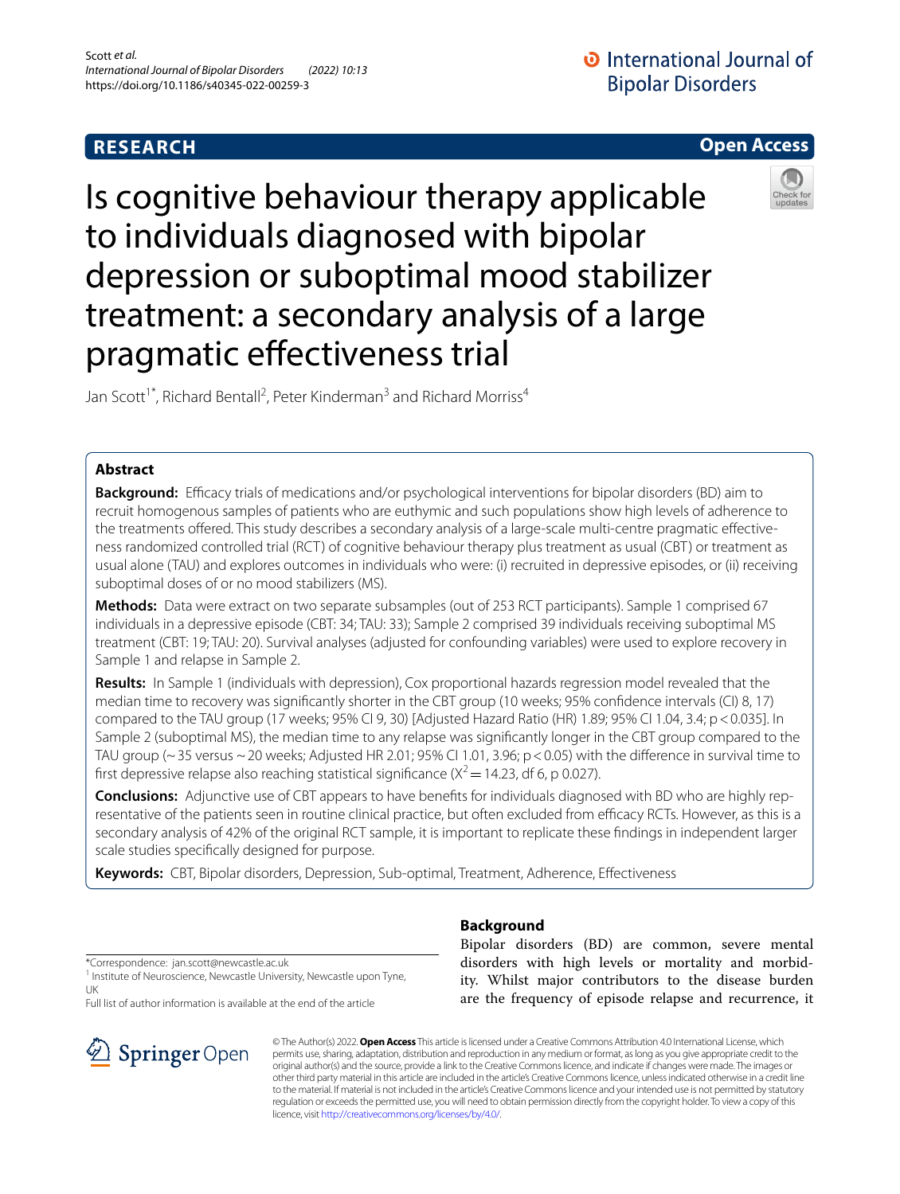**RESEARCH** **Open Access**

# Is cognitive behaviour therapy applicable to individuals diagnosed with bipolar depression or suboptimal mood stabilizer treatment: a secondary analysis of a large pragmatic effectiveness trial

Jan Scott[1*], Richard Bentall[2], Peter Kinderman[3] and Richard Morriss[4]

## Abstract

**Background:** Efficacy trials of medications and/or psychological interventions for bipolar disorders (BD) aim to recruit homogenous samples of patients who are euthymic and such populations show high levels of adherence to the treatments offered. This study describes a secondary analysis of a large-scale multi-centre pragmatic effectiveness randomized controlled trial (RCT) of cognitive behaviour therapy plus treatment as usual (CBT) or treatment as usual alone (TAU) and explores outcomes in individuals who were: (i) recruited in depressive episodes, or (ii) receiving suboptimal doses of or no mood stabilizers (MS).

**Methods:** Data were extract on two separate subsamples (out of 253 RCT participants). Sample 1 comprised 67 individuals in a depressive episode (CBT: 34; TAU: 33); Sample 2 comprised 39 individuals receiving suboptimal MS treatment (CBT: 19; TAU: 20). Survival analyses (adjusted for confounding variables) were used to explore recovery in Sample 1 and relapse in Sample 2.

**Results:** In Sample 1 (individuals with depression), Cox proportional hazards regression model revealed that the median time to recovery was significantly shorter in the CBT group (10 weeks; 95% confidence intervals (CI) 8, 17) compared to the TAU group (17 weeks; 95% CI 9, 30) [Adjusted Hazard Ratio (HR) 1.89; 95% CI 1.04, 3.4; $p < 0.035$]. In Sample 2 (suboptimal MS), the median time to any relapse was significantly longer in the CBT group compared to the TAU group (~ 35 versus ~ 20 weeks; Adjusted HR 2.01; 95% CI 1.01, 3.96; $p < 0.05$) with the difference in survival time to first depressive relapse also reaching statistical significance ($X^2 = 14.23$, df 6, p 0.027).

**Conclusions:** Adjunctive use of CBT appears to have benefits for individuals diagnosed with BD who are highly representative of the patients seen in routine clinical practice, but often excluded from efficacy RCTs. However, as this is a secondary analysis of 42% of the original RCT sample, it is important to replicate these findings in independent larger scale studies specifically designed for purpose.

**Keywords:** CBT, Bipolar disorders, Depression, Sub-optimal, Treatment, Adherence, Effectiveness

## Background

Bipolar disorders (BD) are common, severe mental disorders with high levels or mortality and morbidity. Whilst major contributors to the disease burden are the frequency of episode relapse and recurrence, it

*Correspondence: jan.scott@newcastle.ac.uk
[1] Institute of Neuroscience, Newcastle University, Newcastle upon Tyne, UK
Full list of author information is available at the end of the article

© The Author(s) 2022. **Open Access** This article is licensed under a Creative Commons Attribution 4.0 International License, which permits use, sharing, adaptation, distribution and reproduction in any medium or format, as long as you give appropriate credit to the original author(s) and the source, provide a link to the Creative Commons licence, and indicate if changes were made. The images or other third party material in this article are included in the article's Creative Commons licence, unless indicated otherwise in a credit line to the material. If material is not included in the article's Creative Commons licence and your intended use is not permitted by statutory regulation or exceeds the permitted use, you will need to obtain permission directly from the copyright holder. To view a copy of this licence, visit http://creativecommons.org/licenses/by/4.0/.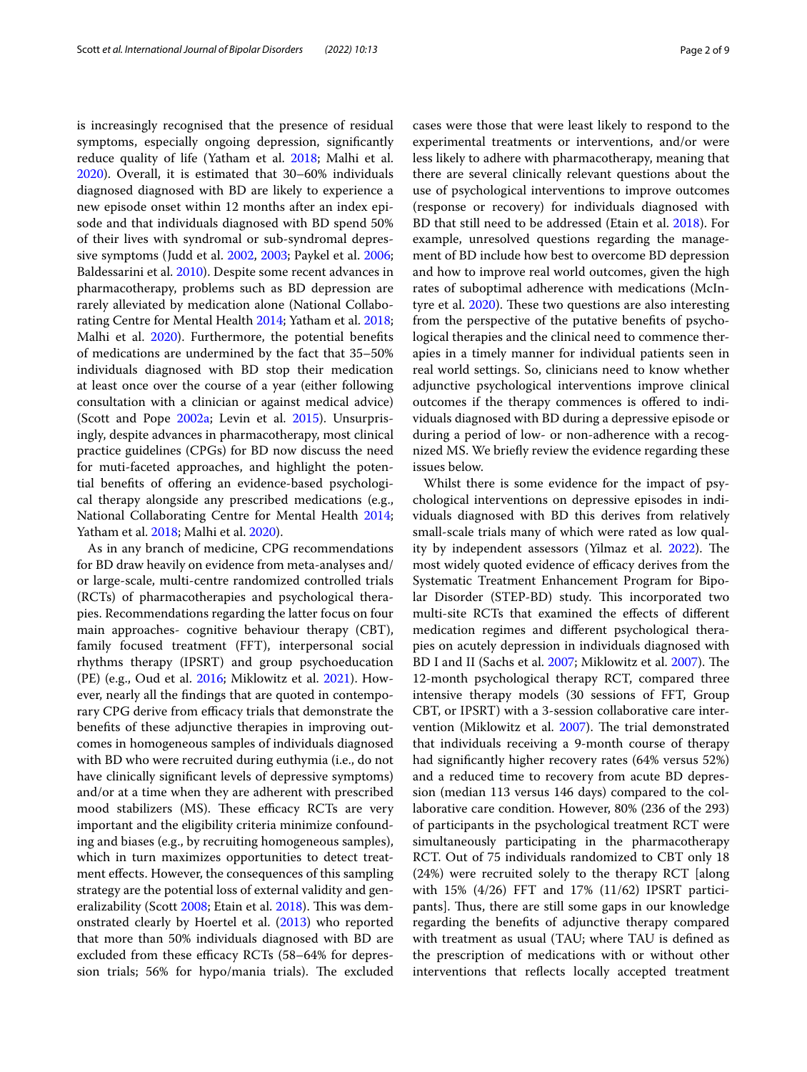is increasingly recognised that the presence of residual symptoms, especially ongoing depression, significantly reduce quality of life (Yatham et al. 2018; Malhi et al. 2020). Overall, it is estimated that 30–60% individuals diagnosed diagnosed with BD are likely to experience a new episode onset within 12 months after an index episode and that individuals diagnosed with BD spend 50% of their lives with syndromal or sub-syndromal depressive symptoms (Judd et al. 2002, 2003; Paykel et al. 2006; Baldessarini et al. 2010). Despite some recent advances in pharmacotherapy, problems such as BD depression are rarely alleviated by medication alone (National Collaborating Centre for Mental Health 2014; Yatham et al. 2018; Malhi et al. 2020). Furthermore, the potential benefits of medications are undermined by the fact that 35–50% individuals diagnosed with BD stop their medication at least once over the course of a year (either following consultation with a clinician or against medical advice) (Scott and Pope 2002a; Levin et al. 2015). Unsurprisingly, despite advances in pharmacotherapy, most clinical practice guidelines (CPGs) for BD now discuss the need for muti-faceted approaches, and highlight the potential benefits of offering an evidence-based psychological therapy alongside any prescribed medications (e.g., National Collaborating Centre for Mental Health 2014; Yatham et al. 2018; Malhi et al. 2020).

As in any branch of medicine, CPG recommendations for BD draw heavily on evidence from meta-analyses and/or large-scale, multi-centre randomized controlled trials (RCTs) of pharmacotherapies and psychological therapies. Recommendations regarding the latter focus on four main approaches- cognitive behaviour therapy (CBT), family focused treatment (FFT), interpersonal social rhythms therapy (IPSRT) and group psychoeducation (PE) (e.g., Oud et al. 2016; Miklowitz et al. 2021). However, nearly all the findings that are quoted in contemporary CPG derive from efficacy trials that demonstrate the benefits of these adjunctive therapies in improving outcomes in homogeneous samples of individuals diagnosed with BD who were recruited during euthymia (i.e., do not have clinically significant levels of depressive symptoms) and/or at a time when they are adherent with prescribed mood stabilizers (MS). These efficacy RCTs are very important and the eligibility criteria minimize confounding and biases (e.g., by recruiting homogeneous samples), which in turn maximizes opportunities to detect treatment effects. However, the consequences of this sampling strategy are the potential loss of external validity and generalizability (Scott 2008; Etain et al. 2018). This was demonstrated clearly by Hoertel et al. (2013) who reported that more than 50% individuals diagnosed with BD are excluded from these efficacy RCTs (58–64% for depression trials; 56% for hypo/mania trials). The excluded cases were those that were least likely to respond to the experimental treatments or interventions, and/or were less likely to adhere with pharmacotherapy, meaning that there are several clinically relevant questions about the use of psychological interventions to improve outcomes (response or recovery) for individuals diagnosed with BD that still need to be addressed (Etain et al. 2018). For example, unresolved questions regarding the management of BD include how best to overcome BD depression and how to improve real world outcomes, given the high rates of suboptimal adherence with medications (McIntyre et al. 2020). These two questions are also interesting from the perspective of the putative benefits of psychological therapies and the clinical need to commence therapies in a timely manner for individual patients seen in real world settings. So, clinicians need to know whether adjunctive psychological interventions improve clinical outcomes if the therapy commences is offered to individuals diagnosed with BD during a depressive episode or during a period of low- or non-adherence with a recognized MS. We briefly review the evidence regarding these issues below.

Whilst there is some evidence for the impact of psychological interventions on depressive episodes in individuals diagnosed with BD this derives from relatively small-scale trials many of which were rated as low quality by independent assessors (Yilmaz et al. 2022). The most widely quoted evidence of efficacy derives from the Systematic Treatment Enhancement Program for Bipolar Disorder (STEP-BD) study. This incorporated two multi-site RCTs that examined the effects of different medication regimes and different psychological therapies on acutely depression in individuals diagnosed with BD I and II (Sachs et al. 2007; Miklowitz et al. 2007). The 12-month psychological therapy RCT, compared three intensive therapy models (30 sessions of FFT, Group CBT, or IPSRT) with a 3-session collaborative care intervention (Miklowitz et al. 2007). The trial demonstrated that individuals receiving a 9-month course of therapy had significantly higher recovery rates (64% versus 52%) and a reduced time to recovery from acute BD depression (median 113 versus 146 days) compared to the collaborative care condition. However, 80% (236 of the 293) of participants in the psychological treatment RCT were simultaneously participating in the pharmacotherapy RCT. Out of 75 individuals randomized to CBT only 18 (24%) were recruited solely to the therapy RCT [along with 15% (4/26) FFT and 17% (11/62) IPSRT participants]. Thus, there are still some gaps in our knowledge regarding the benefits of adjunctive therapy compared with treatment as usual (TAU; where TAU is defined as the prescription of medications with or without other interventions that reflects locally accepted treatment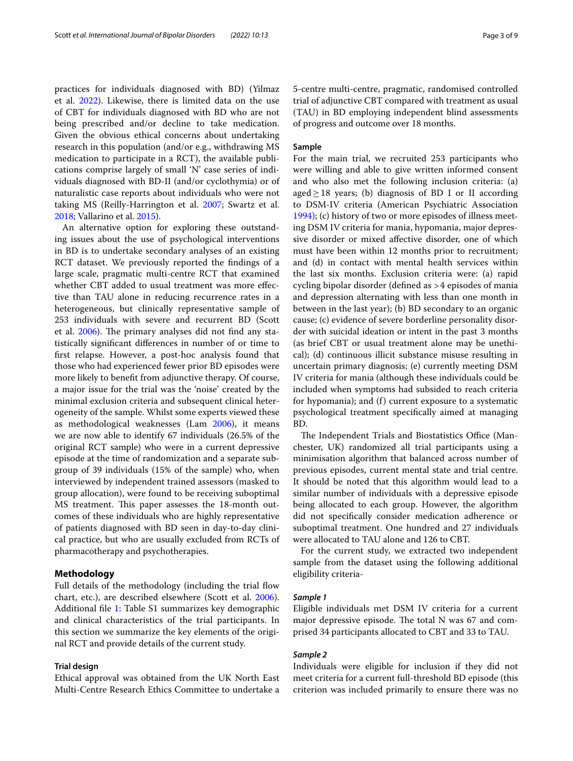practices for individuals diagnosed with BD) (Yilmaz et al. 2022). Likewise, there is limited data on the use of CBT for individuals diagnosed with BD who are not being prescribed and/or decline to take medication. Given the obvious ethical concerns about undertaking research in this population (and/or e.g., withdrawing MS medication to participate in a RCT), the available publications comprise largely of small 'N' case series of individuals diagnosed with BD-II (and/or cyclothymia) or of naturalistic case reports about individuals who were not taking MS (Reilly-Harrington et al. 2007; Swartz et al. 2018; Vallarino et al. 2015).

An alternative option for exploring these outstanding issues about the use of psychological interventions in BD is to undertake secondary analyses of an existing RCT dataset. We previously reported the findings of a large scale, pragmatic multi-centre RCT that examined whether CBT added to usual treatment was more effective than TAU alone in reducing recurrence rates in a heterogeneous, but clinically representative sample of 253 individuals with severe and recurrent BD (Scott et al. 2006). The primary analyses did not find any statistically significant differences in number of or time to first relapse. However, a post-hoc analysis found that those who had experienced fewer prior BD episodes were more likely to benefit from adjunctive therapy. Of course, a major issue for the trial was the 'noise' created by the minimal exclusion criteria and subsequent clinical heterogeneity of the sample. Whilst some experts viewed these as methodological weaknesses (Lam 2006), it means we are now able to identify 67 individuals (26.5% of the original RCT sample) who were in a current depressive episode at the time of randomization and a separate subgroup of 39 individuals (15% of the sample) who, when interviewed by independent trained assessors (masked to group allocation), were found to be receiving suboptimal MS treatment. This paper assesses the 18-month outcomes of these individuals who are highly representative of patients diagnosed with BD seen in day-to-day clinical practice, but who are usually excluded from RCTs of pharmacotherapy and psychotherapies.

## Methodology

Full details of the methodology (including the trial flow chart, etc.), are described elsewhere (Scott et al. 2006). Additional file 1: Table S1 summarizes key demographic and clinical characteristics of the trial participants. In this section we summarize the key elements of the original RCT and provide details of the current study.

### Trial design

Ethical approval was obtained from the UK North East Multi-Centre Research Ethics Committee to undertake a 5-centre multi-centre, pragmatic, randomised controlled trial of adjunctive CBT compared with treatment as usual (TAU) in BD employing independent blind assessments of progress and outcome over 18 months.

### Sample

For the main trial, we recruited 253 participants who were willing and able to give written informed consent and who also met the following inclusion criteria: (a) aged ≥ 18 years; (b) diagnosis of BD I or II according to DSM-IV criteria (American Psychiatric Association 1994); (c) history of two or more episodes of illness meeting DSM IV criteria for mania, hypomania, major depressive disorder or mixed affective disorder, one of which must have been within 12 months prior to recruitment; and (d) in contact with mental health services within the last six months. Exclusion criteria were: (a) rapid cycling bipolar disorder (defined as >4 episodes of mania and depression alternating with less than one month in between in the last year); (b) BD secondary to an organic cause; (c) evidence of severe borderline personality disorder with suicidal ideation or intent in the past 3 months (as brief CBT or usual treatment alone may be unethical); (d) continuous illicit substance misuse resulting in uncertain primary diagnosis; (e) currently meeting DSM IV criteria for mania (although these individuals could be included when symptoms had subsided to reach criteria for hypomania); and (f) current exposure to a systematic psychological treatment specifically aimed at managing BD.

The Independent Trials and Biostatistics Office (Manchester, UK) randomized all trial participants using a minimisation algorithm that balanced across number of previous episodes, current mental state and trial centre. It should be noted that this algorithm would lead to a similar number of individuals with a depressive episode being allocated to each group. However, the algorithm did not specifically consider medication adherence or suboptimal treatment. One hundred and 27 individuals were allocated to TAU alone and 126 to CBT.

For the current study, we extracted two independent sample from the dataset using the following additional eligibility criteria-

#### *Sample 1*

Eligible individuals met DSM IV criteria for a current major depressive episode. The total N was 67 and comprised 34 participants allocated to CBT and 33 to TAU.

#### *Sample 2*

Individuals were eligible for inclusion if they did not meet criteria for a current full-threshold BD episode (this criterion was included primarily to ensure there was no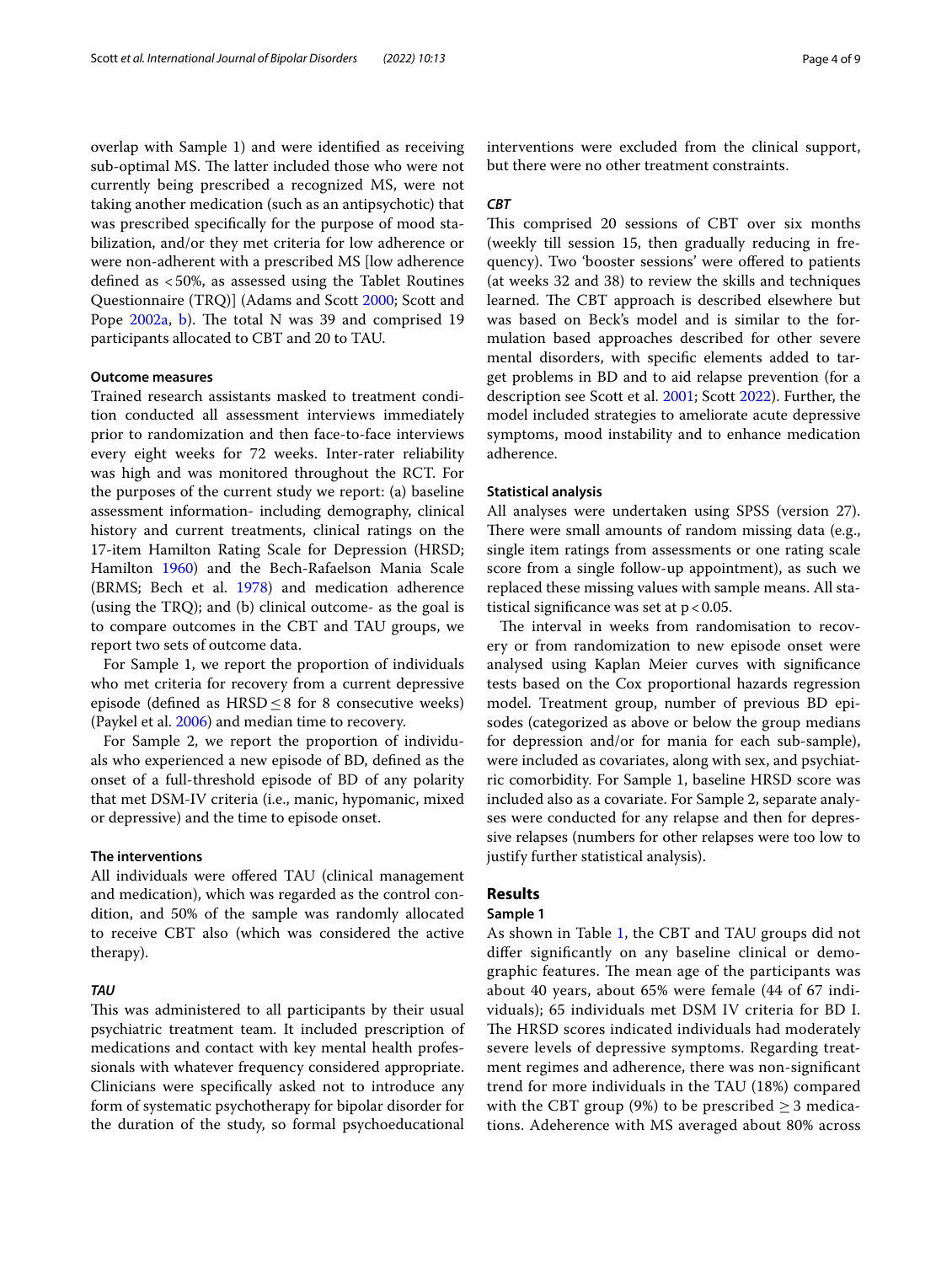overlap with Sample 1) and were identified as receiving sub-optimal MS. The latter included those who were not currently being prescribed a recognized MS, were not taking another medication (such as an antipsychotic) that was prescribed specifically for the purpose of mood stabilization, and/or they met criteria for low adherence or were non-adherent with a prescribed MS [low adherence defined as <50%, as assessed using the Tablet Routines Questionnaire (TRQ)] (Adams and Scott 2000; Scott and Pope 2002a, b). The total N was 39 and comprised 19 participants allocated to CBT and 20 to TAU.

#### Outcome measures

Trained research assistants masked to treatment condition conducted all assessment interviews immediately prior to randomization and then face-to-face interviews every eight weeks for 72 weeks. Inter-rater reliability was high and was monitored throughout the RCT. For the purposes of the current study we report: (a) baseline assessment information- including demography, clinical history and current treatments, clinical ratings on the 17-item Hamilton Rating Scale for Depression (HRSD; Hamilton 1960) and the Bech-Rafaelson Mania Scale (BRMS; Bech et al. 1978) and medication adherence (using the TRQ); and (b) clinical outcome- as the goal is to compare outcomes in the CBT and TAU groups, we report two sets of outcome data.

For Sample 1, we report the proportion of individuals who met criteria for recovery from a current depressive episode (defined as HRSD $\leq 8$ for 8 consecutive weeks) (Paykel et al. 2006) and median time to recovery.

For Sample 2, we report the proportion of individuals who experienced a new episode of BD, defined as the onset of a full-threshold episode of BD of any polarity that met DSM-IV criteria (i.e., manic, hypomanic, mixed or depressive) and the time to episode onset.

#### The interventions

All individuals were offered TAU (clinical management and medication), which was regarded as the control condition, and 50% of the sample was randomly allocated to receive CBT also (which was considered the active therapy).

##### *TAU*

This was administered to all participants by their usual psychiatric treatment team. It included prescription of medications and contact with key mental health professionals with whatever frequency considered appropriate. Clinicians were specifically asked not to introduce any form of systematic psychotherapy for bipolar disorder for the duration of the study, so formal psychoeducational interventions were excluded from the clinical support, but there were no other treatment constraints.

##### *CBT*

This comprised 20 sessions of CBT over six months (weekly till session 15, then gradually reducing in frequency). Two 'booster sessions' were offered to patients (at weeks 32 and 38) to review the skills and techniques learned. The CBT approach is described elsewhere but was based on Beck's model and is similar to the formulation based approaches described for other severe mental disorders, with specific elements added to target problems in BD and to aid relapse prevention (for a description see Scott et al. 2001; Scott 2022). Further, the model included strategies to ameliorate acute depressive symptoms, mood instability and to enhance medication adherence.

#### Statistical analysis

All analyses were undertaken using SPSS (version 27). There were small amounts of random missing data (e.g., single item ratings from assessments or one rating scale score from a single follow-up appointment), as such we replaced these missing values with sample means. All statistical significance was set at $p < 0.05$.

The interval in weeks from randomisation to recovery or from randomization to new episode onset were analysed using Kaplan Meier curves with significance tests based on the Cox proportional hazards regression model. Treatment group, number of previous BD episodes (categorized as above or below the group medians for depression and/or for mania for each sub-sample), were included as covariates, along with sex, and psychiatric comorbidity. For Sample 1, baseline HRSD score was included also as a covariate. For Sample 2, separate analyses were conducted for any relapse and then for depressive relapses (numbers for other relapses were too low to justify further statistical analysis).

## Results

### Sample 1

As shown in Table 1, the CBT and TAU groups did not differ significantly on any baseline clinical or demographic features. The mean age of the participants was about 40 years, about 65% were female (44 of 67 individuals); 65 individuals met DSM IV criteria for BD I. The HRSD scores indicated individuals had moderately severe levels of depressive symptoms. Regarding treatment regimes and adherence, there was non-significant trend for more individuals in the TAU (18%) compared with the CBT group (9%) to be prescribed $\geq 3$ medications. Adeherence with MS averaged about 80% across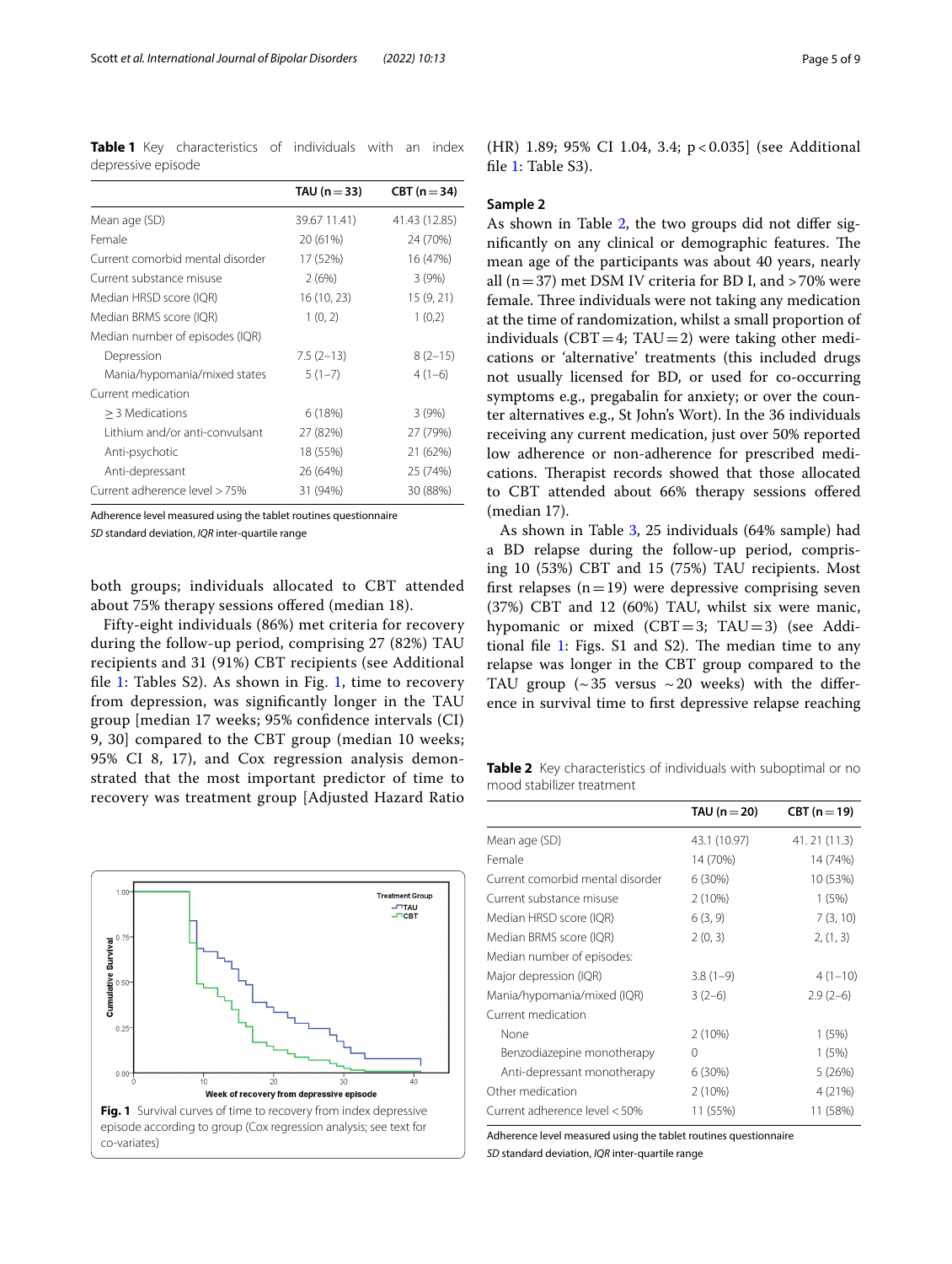**Table 1** Key characteristics of individuals with an index depressive episode

| | TAU (n = 33) | CBT (n = 34) |
|---|---|---|
| Mean age (SD) | 39.67 11.41) | 41.43 (12.85) |
| Female | 20 (61%) | 24 (70%) |
| Current comorbid mental disorder | 17 (52%) | 16 (47%) |
| Current substance misuse | 2 (6%) | 3 (9%) |
| Median HRSD score (IQR) | 16 (10, 23) | 15 (9, 21) |
| Median BRMS score (IQR) | 1 (0, 2) | 1 (0,2) |
| Median number of episodes (IQR) | | |
| Depression | 7.5 (2–13) | 8 (2–15) |
| Mania/hypomania/mixed states | 5 (1–7) | 4 (1–6) |
| Current medication | | |
| ≥ 3 Medications | 6 (18%) | 3 (9%) |
| Lithium and/or anti-convulsant | 27 (82%) | 27 (79%) |
| Anti-psychotic | 18 (55%) | 21 (62%) |
| Anti-depressant | 26 (64%) | 25 (74%) |
| Current adherence level > 75% | 31 (94%) | 30 (88%) |

Adherence level measured using the tablet routines questionnaire

*SD* standard deviation, *IQR* inter-quartile range

both groups; individuals allocated to CBT attended about 75% therapy sessions offered (median 18).

Fifty-eight individuals (86%) met criteria for recovery during the follow-up period, comprising 27 (82%) TAU recipients and 31 (91%) CBT recipients (see Additional file 1: Tables S2). As shown in Fig. 1, time to recovery from depression, was significantly longer in the TAU group [median 17 weeks; 95% confidence intervals (CI) 9, 30] compared to the CBT group (median 10 weeks; 95% CI 8, 17), and Cox regression analysis demonstrated that the most important predictor of time to recovery was treatment group [Adjusted Hazard Ratio (HR) 1.89; 95% CI 1.04, 3.4; p < 0.035] (see Additional file 1: Table S3).

**Fig. 1** Survival curves of time to recovery from index depressive episode according to group (Cox regression analysis; see text for co-variates)

## Sample 2

As shown in Table 2, the two groups did not differ significantly on any clinical or demographic features. The mean age of the participants was about 40 years, nearly all (n = 37) met DSM IV criteria for BD I, and > 70% were female. Three individuals were not taking any medication at the time of randomization, whilst a small proportion of individuals (CBT = 4; TAU = 2) were taking other medications or 'alternative' treatments (this included drugs not usually licensed for BD, or used for co-occurring symptoms e.g., pregabalin for anxiety; or over the counter alternatives e.g., St John's Wort). In the 36 individuals receiving any current medication, just over 50% reported low adherence or non-adherence for prescribed medications. Therapist records showed that those allocated to CBT attended about 66% therapy sessions offered (median 17).

As shown in Table 3, 25 individuals (64% sample) had a BD relapse during the follow-up period, comprising 10 (53%) CBT and 15 (75%) TAU recipients. Most first relapses (n = 19) were depressive comprising seven (37%) CBT and 12 (60%) TAU, whilst six were manic, hypomanic or mixed (CBT = 3; TAU = 3) (see Additional file 1: Figs. S1 and S2). The median time to any relapse was longer in the CBT group compared to the TAU group (~35 versus ~20 weeks) with the difference in survival time to first depressive relapse reaching

**Table 2** Key characteristics of individuals with suboptimal or no mood stabilizer treatment

| | TAU (n = 20) | CBT (n = 19) |
|---|---|---|
| Mean age (SD) | 43.1 (10.97) | 41. 21 (11.3) |
| Female | 14 (70%) | 14 (74%) |
| Current comorbid mental disorder | 6 (30%) | 10 (53%) |
| Current substance misuse | 2 (10%) | 1 (5%) |
| Median HRSD score (IQR) | 6 (3, 9) | 7 (3, 10) |
| Median BRMS score (IQR) | 2 (0, 3) | 2, (1, 3) |
| Median number of episodes: | | |
| Major depression (IQR) | 3.8 (1–9) | 4 (1–10) |
| Mania/hypomania/mixed (IQR) | 3 (2–6) | 2.9 (2–6) |
| Current medication | | |
| None | 2 (10%) | 1 (5%) |
| Benzodiazepine monotherapy | 0 | 1 (5%) |
| Anti-depressant monotherapy | 6 (30%) | 5 (26%) |
| Other medication | 2 (10%) | 4 (21%) |
| Current adherence level < 50% | 11 (55%) | 11 (58%) |

Adherence level measured using the tablet routines questionnaire

*SD* standard deviation, *IQR* inter-quartile range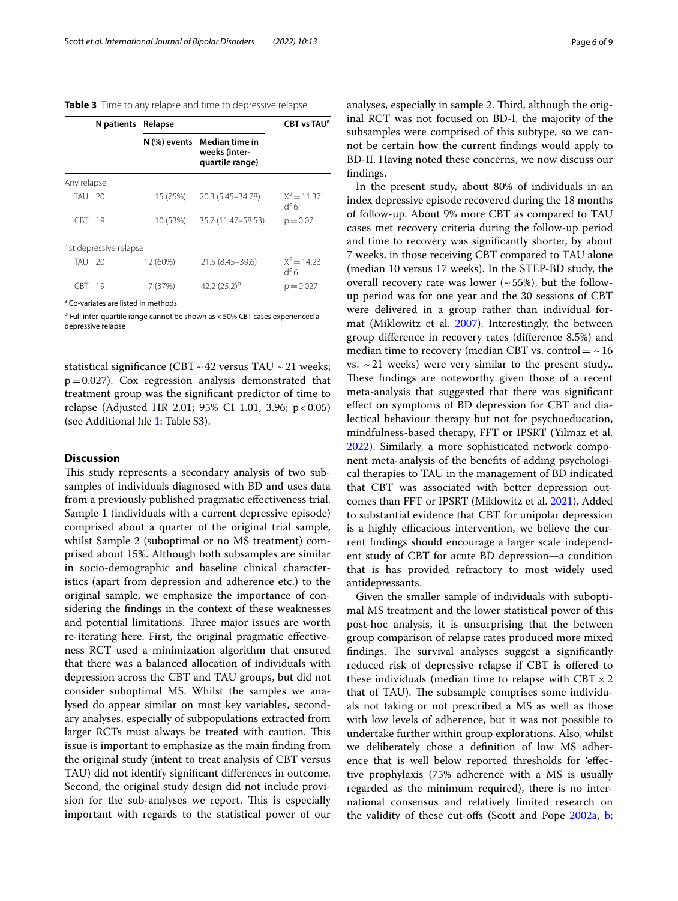**Table 3** Time to any relapse and time to depressive relapse

| | N patients | Relapse | | CBT vs TAU[a] |
|---|---|---|---|---|
| | | N (%) events | Median time in weeks (inter-quartile range) | |
| Any relapse | | | | |
| TAU | 20 | 15 (75%) | 20.3 (5.45–34.78) | $X^2 = 11.37$ df 6 |
| CBT | 19 | 10 (53%) | 35.7 (11.47–58.53) | $p = 0.07$ |
| 1st depressive relapse | | | | |
| TAU | 20 | 12 (60%) | 21.5 (8.45–39.6) | $X^2 = 14.23$ df 6 |
| CBT | 19 | 7 (37%) | 42.2 (25.2)[b] | $p = 0.027$ |

[a] Co-variates are listed in methods

[b] Full inter-quartile range cannot be shown as < 50% CBT cases experienced a depressive relapse

statistical significance (CBT ~ 42 versus TAU ~ 21 weeks; $p = 0.027$). Cox regression analysis demonstrated that treatment group was the significant predictor of time to relapse (Adjusted HR 2.01; 95% CI 1.01, 3.96; $p < 0.05$) (see Additional file 1: Table S3).

## Discussion

This study represents a secondary analysis of two subsamples of individuals diagnosed with BD and uses data from a previously published pragmatic effectiveness trial. Sample 1 (individuals with a current depressive episode) comprised about a quarter of the original trial sample, whilst Sample 2 (suboptimal or no MS treatment) comprised about 15%. Although both subsamples are similar in socio-demographic and baseline clinical characteristics (apart from depression and adherence etc.) to the original sample, we emphasize the importance of considering the findings in the context of these weaknesses and potential limitations. Three major issues are worth re-iterating here. First, the original pragmatic effectiveness RCT used a minimization algorithm that ensured that there was a balanced allocation of individuals with depression across the CBT and TAU groups, but did not consider suboptimal MS. Whilst the samples we analysed do appear similar on most key variables, secondary analyses, especially of subpopulations extracted from larger RCTs must always be treated with caution. This issue is important to emphasize as the main finding from the original study (intent to treat analysis of CBT versus TAU) did not identify significant differences in outcome. Second, the original study design did not include provision for the sub-analyses we report. This is especially important with regards to the statistical power of our analyses, especially in sample 2. Third, although the original RCT was not focused on BD-I, the majority of the subsamples were comprised of this subtype, so we cannot be certain how the current findings would apply to BD-II. Having noted these concerns, we now discuss our findings.

In the present study, about 80% of individuals in an index depressive episode recovered during the 18 months of follow-up. About 9% more CBT as compared to TAU cases met recovery criteria during the follow-up period and time to recovery was significantly shorter, by about 7 weeks, in those receiving CBT compared to TAU alone (median 10 versus 17 weeks). In the STEP-BD study, the overall recovery rate was lower (~ 55%), but the follow-up period was for one year and the 30 sessions of CBT were delivered in a group rather than individual format (Miklowitz et al. 2007). Interestingly, the between group difference in recovery rates (difference 8.5%) and median time to recovery (median CBT vs. control = ~ 16 vs. ~ 21 weeks) were very similar to the present study.. These findings are noteworthy given those of a recent meta-analysis that suggested that there was significant effect on symptoms of BD depression for CBT and dialectical behaviour therapy but not for psychoeducation, mindfulness-based therapy, FFT or IPSRT (Yilmaz et al. 2022). Similarly, a more sophisticated network component meta-analysis of the benefits of adding psychological therapies to TAU in the management of BD indicated that CBT was associated with better depression outcomes than FFT or IPSRT (Miklowitz et al. 2021). Added to substantial evidence that CBT for unipolar depression is a highly efficacious intervention, we believe the current findings should encourage a larger scale independent study of CBT for acute BD depression—a condition that is has provided refractory to most widely used antidepressants.

Given the smaller sample of individuals with suboptimal MS treatment and the lower statistical power of this post-hoc analysis, it is unsurprising that the between group comparison of relapse rates produced more mixed findings. The survival analyses suggest a significantly reduced risk of depressive relapse if CBT is offered to these individuals (median time to relapse with CBT × 2 that of TAU). The subsample comprises some individuals not taking or not prescribed a MS as well as those with low levels of adherence, but it was not possible to undertake further within group explorations. Also, whilst we deliberately chose a definition of low MS adherence that is well below reported thresholds for 'effective prophylaxis (75% adherence with a MS is usually regarded as the minimum required), there is no international consensus and relatively limited research on the validity of these cut-offs (Scott and Pope 2002a, b;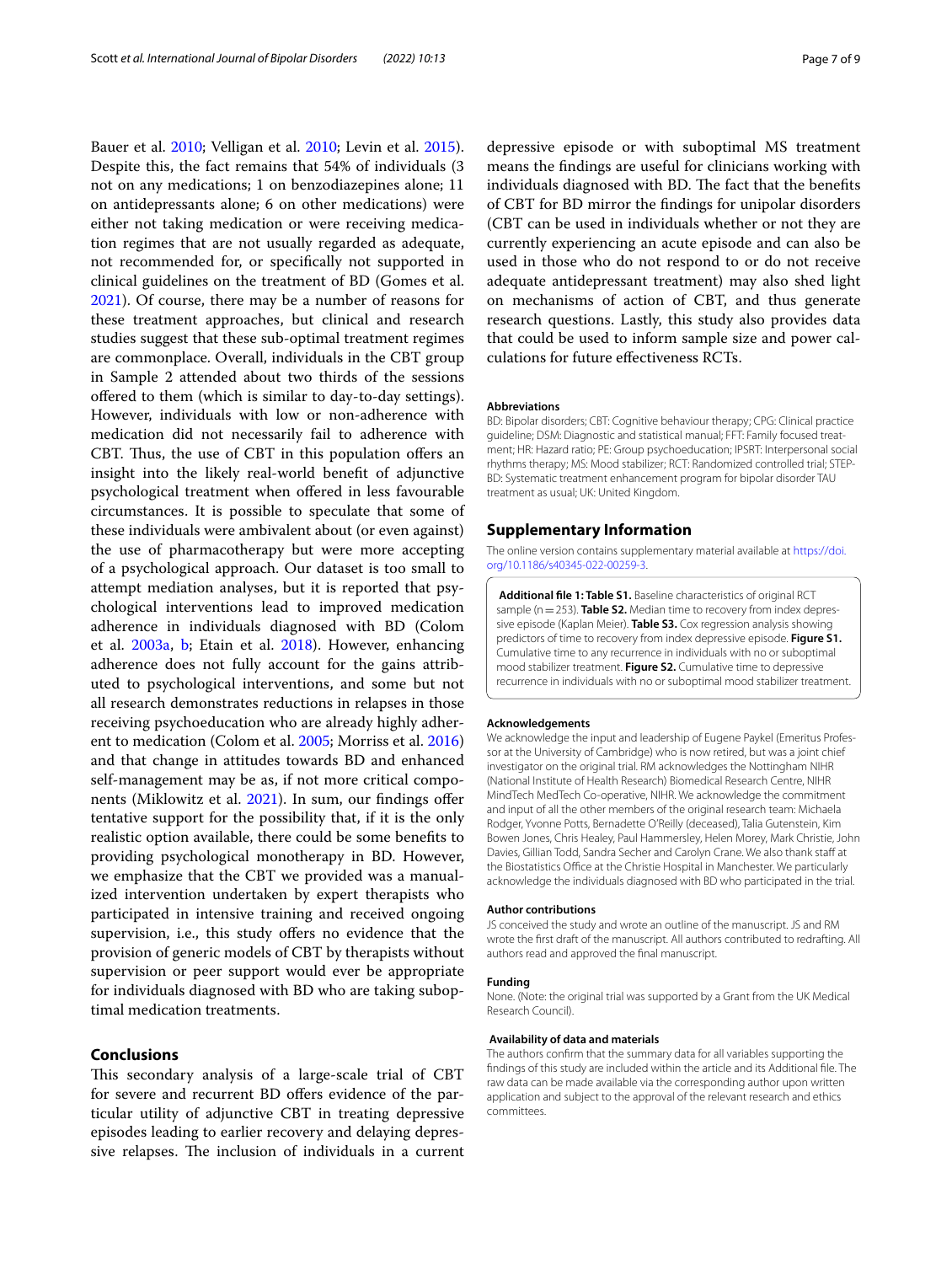Bauer et al. 2010; Velligan et al. 2010; Levin et al. 2015). Despite this, the fact remains that 54% of individuals (3 not on any medications; 1 on benzodiazepines alone; 11 on antidepressants alone; 6 on other medications) were either not taking medication or were receiving medication regimes that are not usually regarded as adequate, not recommended for, or specifically not supported in clinical guidelines on the treatment of BD (Gomes et al. 2021). Of course, there may be a number of reasons for these treatment approaches, but clinical and research studies suggest that these sub-optimal treatment regimes are commonplace. Overall, individuals in the CBT group in Sample 2 attended about two thirds of the sessions offered to them (which is similar to day-to-day settings). However, individuals with low or non-adherence with medication did not necessarily fail to adherence with CBT. Thus, the use of CBT in this population offers an insight into the likely real-world benefit of adjunctive psychological treatment when offered in less favourable circumstances. It is possible to speculate that some of these individuals were ambivalent about (or even against) the use of pharmacotherapy but were more accepting of a psychological approach. Our dataset is too small to attempt mediation analyses, but it is reported that psychological interventions lead to improved medication adherence in individuals diagnosed with BD (Colom et al. 2003a, b; Etain et al. 2018). However, enhancing adherence does not fully account for the gains attributed to psychological interventions, and some but not all research demonstrates reductions in relapses in those receiving psychoeducation who are already highly adherent to medication (Colom et al. 2005; Morriss et al. 2016) and that change in attitudes towards BD and enhanced self-management may be as, if not more critical components (Miklowitz et al. 2021). In sum, our findings offer tentative support for the possibility that, if it is the only realistic option available, there could be some benefits to providing psychological monotherapy in BD. However, we emphasize that the CBT we provided was a manualized intervention undertaken by expert therapists who participated in intensive training and received ongoing supervision, i.e., this study offers no evidence that the provision of generic models of CBT by therapists without supervision or peer support would ever be appropriate for individuals diagnosed with BD who are taking suboptimal medication treatments.

## Conclusions

This secondary analysis of a large-scale trial of CBT for severe and recurrent BD offers evidence of the particular utility of adjunctive CBT in treating depressive episodes leading to earlier recovery and delaying depressive relapses. The inclusion of individuals in a current depressive episode or with suboptimal MS treatment means the findings are useful for clinicians working with individuals diagnosed with BD. The fact that the benefits of CBT for BD mirror the findings for unipolar disorders (CBT can be used in individuals whether or not they are currently experiencing an acute episode and can also be used in those who do not respond to or do not receive adequate antidepressant treatment) may also shed light on mechanisms of action of CBT, and thus generate research questions. Lastly, this study also provides data that could be used to inform sample size and power calculations for future effectiveness RCTs.

### Abbreviations

BD: Bipolar disorders; CBT: Cognitive behaviour therapy; CPG: Clinical practice guideline; DSM: Diagnostic and statistical manual; FFT: Family focused treatment; HR: Hazard ratio; PE: Group psychoeducation; IPSRT: Interpersonal social rhythms therapy; MS: Mood stabilizer; RCT: Randomized controlled trial; STEP-BD: Systematic treatment enhancement program for bipolar disorder TAU treatment as usual; UK: United Kingdom.

## Supplementary Information

The online version contains supplementary material available at https://doi.org/10.1186/s40345-022-00259-3.

**Additional file 1: Table S1.** Baseline characteristics of original RCT sample (n = 253). **Table S2.** Median time to recovery from index depressive episode (Kaplan Meier). **Table S3.** Cox regression analysis showing predictors of time to recovery from index depressive episode. **Figure S1.** Cumulative time to any recurrence in individuals with no or suboptimal mood stabilizer treatment. **Figure S2.** Cumulative time to depressive recurrence in individuals with no or suboptimal mood stabilizer treatment.

### Acknowledgements

We acknowledge the input and leadership of Eugene Paykel (Emeritus Professor at the University of Cambridge) who is now retired, but was a joint chief investigator on the original trial. RM acknowledges the Nottingham NIHR (National Institute of Health Research) Biomedical Research Centre, NIHR MindTech MedTech Co-operative, NIHR. We acknowledge the commitment and input of all the other members of the original research team: Michaela Rodger, Yvonne Potts, Bernadette O'Reilly (deceased), Talia Gutenstein, Kim Bowen Jones, Chris Healey, Paul Hammersley, Helen Morey, Mark Christie, John Davies, Gillian Todd, Sandra Secher and Carolyn Crane. We also thank staff at the Biostatistics Office at the Christie Hospital in Manchester. We particularly acknowledge the individuals diagnosed with BD who participated in the trial.

### Author contributions

JS conceived the study and wrote an outline of the manuscript. JS and RM wrote the first draft of the manuscript. All authors contributed to redrafting. All authors read and approved the final manuscript.

### Funding

None. (Note: the original trial was supported by a Grant from the UK Medical Research Council).

### Availability of data and materials

The authors confirm that the summary data for all variables supporting the findings of this study are included within the article and its Additional file. The raw data can be made available via the corresponding author upon written application and subject to the approval of the relevant research and ethics committees.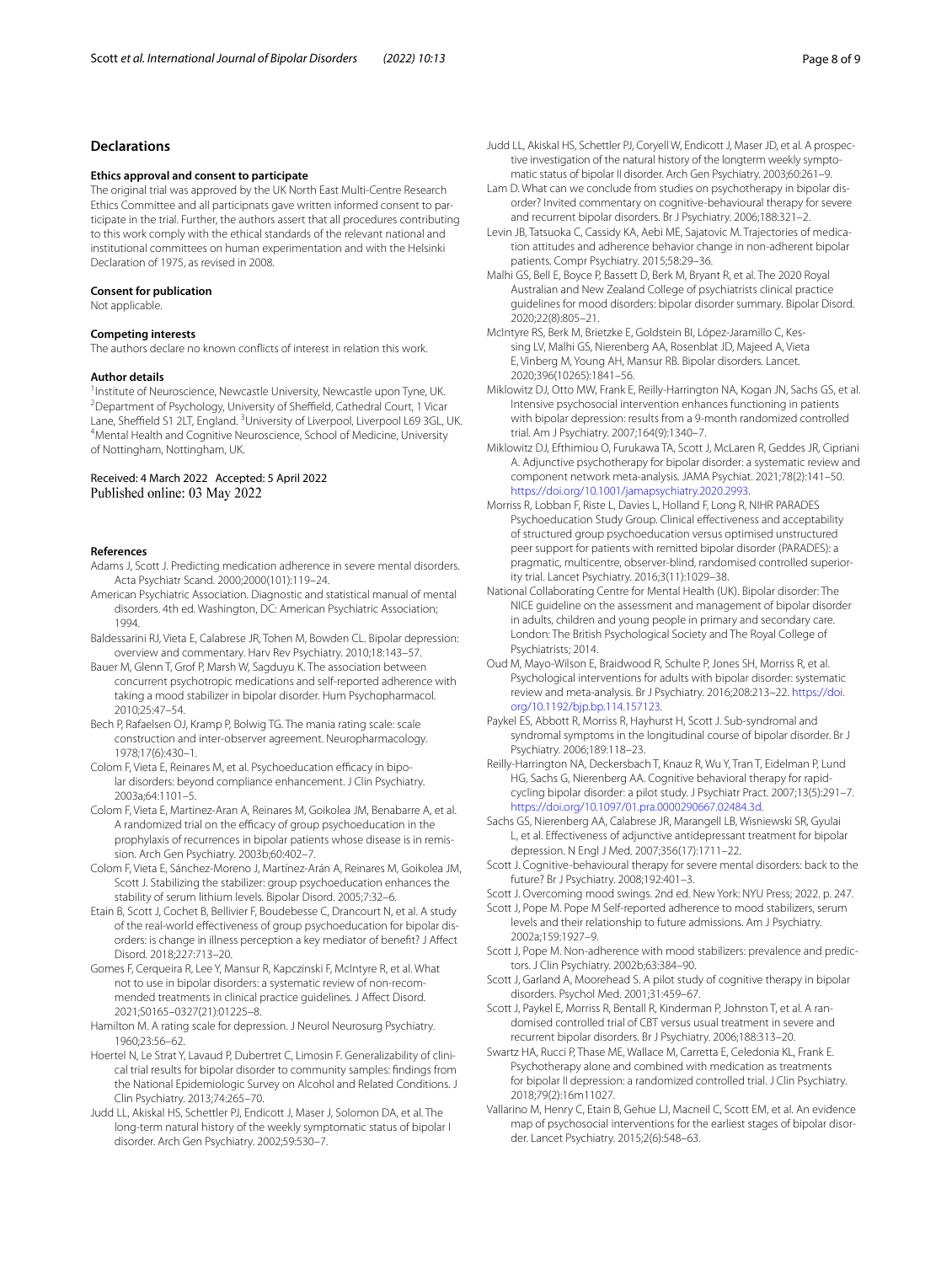## Declarations

### Ethics approval and consent to participate

The original trial was approved by the UK North East Multi-Centre Research Ethics Committee and all participnats gave written informed consent to participate in the trial. Further, the authors assert that all procedures contributing to this work comply with the ethical standards of the relevant national and institutional committees on human experimentation and with the Helsinki Declaration of 1975, as revised in 2008.

### Consent for publication

Not applicable.

### Competing interests

The authors declare no known conflicts of interest in relation this work.

### Author details

[1]Institute of Neuroscience, Newcastle University, Newcastle upon Tyne, UK. [2]Department of Psychology, University of Sheffield, Cathedral Court, 1 Vicar Lane, Sheffield S1 2LT, England. [3]University of Liverpool, Liverpool L69 3GL, UK. [4]Mental Health and Cognitive Neuroscience, School of Medicine, University of Nottingham, Nottingham, UK.

Received: 4 March 2022 Accepted: 5 April 2022
Published online: 03 May 2022

## References

Adams J, Scott J. Predicting medication adherence in severe mental disorders. Acta Psychiatr Scand. 2000;2000(101):119–24.

American Psychiatric Association. Diagnostic and statistical manual of mental disorders. 4th ed. Washington, DC: American Psychiatric Association; 1994.

Baldessarini RJ, Vieta E, Calabrese JR, Tohen M, Bowden CL. Bipolar depression: overview and commentary. Harv Rev Psychiatry. 2010;18:143–57.

Bauer M, Glenn T, Grof P, Marsh W, Sagduyu K. The association between concurrent psychotropic medications and self-reported adherence with taking a mood stabilizer in bipolar disorder. Hum Psychopharmacol. 2010;25:47–54.

Bech P, Rafaelsen OJ, Kramp P, Bolwig TG. The mania rating scale: scale construction and inter-observer agreement. Neuropharmacology. 1978;17(6):430–1.

Colom F, Vieta E, Reinares M, et al. Psychoeducation efficacy in bipolar disorders: beyond compliance enhancement. J Clin Psychiatry. 2003a;64:1101–5.

Colom F, Vieta E, Martinez-Aran A, Reinares M, Goikolea JM, Benabarre A, et al. A randomized trial on the efficacy of group psychoeducation in the prophylaxis of recurrences in bipolar patients whose disease is in remission. Arch Gen Psychiatry. 2003b;60:402–7.

Colom F, Vieta E, Sánchez-Moreno J, Martínez-Arán A, Reinares M, Goikolea JM, Scott J. Stabilizing the stabilizer: group psychoeducation enhances the stability of serum lithium levels. Bipolar Disord. 2005;7:32–6.

Etain B, Scott J, Cochet B, Bellivier F, Boudebesse C, Drancourt N, et al. A study of the real-world effectiveness of group psychoeducation for bipolar disorders: is change in illness perception a key mediator of benefit? J Affect Disord. 2018;227:713–20.

Gomes F, Cerqueira R, Lee Y, Mansur R, Kapczinski F, McIntyre R, et al. What not to use in bipolar disorders: a systematic review of non-recommended treatments in clinical practice guidelines. J Affect Disord. 2021;S0165–0327(21):01225–8.

Hamilton M. A rating scale for depression. J Neurol Neurosurg Psychiatry. 1960;23:56–62.

Hoertel N, Le Strat Y, Lavaud P, Dubertret C, Limosin F. Generalizability of clinical trial results for bipolar disorder to community samples: findings from the National Epidemiologic Survey on Alcohol and Related Conditions. J Clin Psychiatry. 2013;74:265–70.

Judd LL, Akiskal HS, Schettler PJ, Endicott J, Maser J, Solomon DA, et al. The long-term natural history of the weekly symptomatic status of bipolar I disorder. Arch Gen Psychiatry. 2002;59:530–7.

Judd LL, Akiskal HS, Schettler PJ, Coryell W, Endicott J, Maser JD, et al. A prospective investigation of the natural history of the longterm weekly symptomatic status of bipolar II disorder. Arch Gen Psychiatry. 2003;60:261–9.

Lam D. What can we conclude from studies on psychotherapy in bipolar disorder? Invited commentary on cognitive-behavioural therapy for severe and recurrent bipolar disorders. Br J Psychiatry. 2006;188:321–2.

Levin JB, Tatsuoka C, Cassidy KA, Aebi ME, Sajatovic M. Trajectories of medication attitudes and adherence behavior change in non-adherent bipolar patients. Compr Psychiatry. 2015;58:29–36.

Malhi GS, Bell E, Boyce P, Bassett D, Berk M, Bryant R, et al. The 2020 Royal Australian and New Zealand College of psychiatrists clinical practice guidelines for mood disorders: bipolar disorder summary. Bipolar Disord. 2020;22(8):805–21.

McIntyre RS, Berk M, Brietzke E, Goldstein BI, López-Jaramillo C, Kessing LV, Malhi GS, Nierenberg AA, Rosenblat JD, Majeed A, Vieta E, Vinberg M, Young AH, Mansur RB. Bipolar disorders. Lancet. 2020;396(10265):1841–56.

Miklowitz DJ, Otto MW, Frank E, Reilly-Harrington NA, Kogan JN, Sachs GS, et al. Intensive psychosocial intervention enhances functioning in patients with bipolar depression: results from a 9-month randomized controlled trial. Am J Psychiatry. 2007;164(9):1340–7.

Miklowitz DJ, Efthimiou O, Furukawa TA, Scott J, McLaren R, Geddes JR, Cipriani A. Adjunctive psychotherapy for bipolar disorder: a systematic review and component network meta-analysis. JAMA Psychiat. 2021;78(2):141–50. https://doi.org/10.1001/jamapsychiatry.2020.2993.

Morriss R, Lobban F, Riste L, Davies L, Holland F, Long R, NIHR PARADES Psychoeducation Study Group. Clinical effectiveness and acceptability of structured group psychoeducation versus optimised unstructured peer support for patients with remitted bipolar disorder (PARADES): a pragmatic, multicentre, observer-blind, randomised controlled superiority trial. Lancet Psychiatry. 2016;3(11):1029–38.

National Collaborating Centre for Mental Health (UK). Bipolar disorder: The NICE guideline on the assessment and management of bipolar disorder in adults, children and young people in primary and secondary care. London: The British Psychological Society and The Royal College of Psychiatrists; 2014.

Oud M, Mayo-Wilson E, Braidwood R, Schulte P, Jones SH, Morriss R, et al. Psychological interventions for adults with bipolar disorder: systematic review and meta-analysis. Br J Psychiatry. 2016;208:213–22. https://doi.org/10.1192/bjp.bp.114.157123.

Paykel ES, Abbott R, Morriss R, Hayhurst H, Scott J. Sub-syndromal and syndromal symptoms in the longitudinal course of bipolar disorder. Br J Psychiatry. 2006;189:118–23.

Reilly-Harrington NA, Deckersbach T, Knauz R, Wu Y, Tran T, Eidelman P, Lund HG, Sachs G, Nierenberg AA. Cognitive behavioral therapy for rapid-cycling bipolar disorder: a pilot study. J Psychiatr Pract. 2007;13(5):291–7. https://doi.org/10.1097/01.pra.0000290667.02484.3d.

Sachs GS, Nierenberg AA, Calabrese JR, Marangell LB, Wisniewski SR, Gyulai L, et al. Effectiveness of adjunctive antidepressant treatment for bipolar depression. N Engl J Med. 2007;356(17):1711–22.

Scott J. Cognitive-behavioural therapy for severe mental disorders: back to the future? Br J Psychiatry. 2008;192:401–3.

Scott J. Overcoming mood swings. 2nd ed. New York: NYU Press; 2022. p. 247.

Scott J, Pope M. Pope M Self-reported adherence to mood stabilizers, serum levels and their relationship to future admissions. Am J Psychiatry. 2002a;159:1927–9.

Scott J, Pope M. Non-adherence with mood stabilizers: prevalence and predictors. J Clin Psychiatry. 2002b;63:384–90.

Scott J, Garland A, Moorehead S. A pilot study of cognitive therapy in bipolar disorders. Psychol Med. 2001;31:459–67.

Scott J, Paykel E, Morriss R, Bentall R, Kinderman P, Johnston T, et al. A randomised controlled trial of CBT versus usual treatment in severe and recurrent bipolar disorders. Br J Psychiatry. 2006;188:313–20.

Swartz HA, Rucci P, Thase ME, Wallace M, Carretta E, Celedonia KL, Frank E. Psychotherapy alone and combined with medication as treatments for bipolar II depression: a randomized controlled trial. J Clin Psychiatry. 2018;79(2):16m11027.

Vallarino M, Henry C, Etain B, Gehue LJ, Macneil C, Scott EM, et al. An evidence map of psychosocial interventions for the earliest stages of bipolar disorder. Lancet Psychiatry. 2015;2(6):548–63.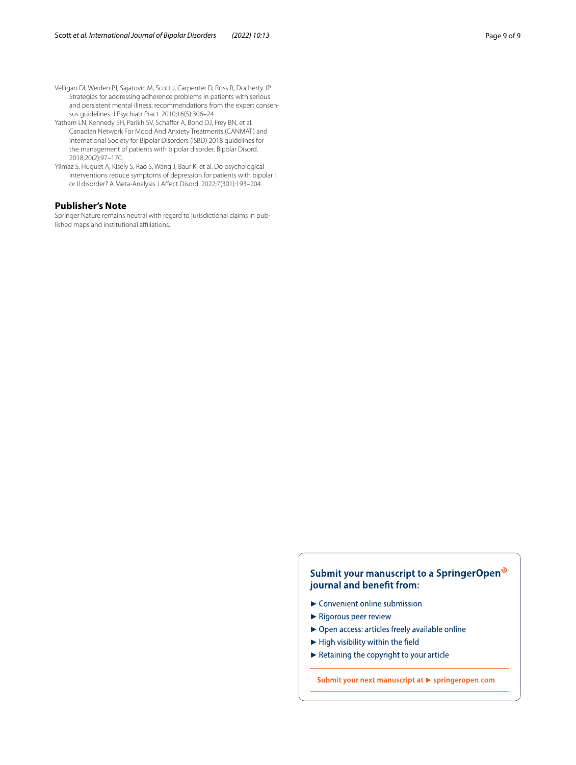Velligan DI, Weiden PJ, Sajatovic M, Scott J, Carpenter D, Ross R, Docherty JP. Strategies for addressing adherence problems in patients with serious and persistent mental illness: recommendations from the expert consensus guidelines. J Psychiatr Pract. 2010;16(5):306–24.

Yatham LN, Kennedy SH, Parikh SV, Schaffer A, Bond DJ, Frey BN, et al. Canadian Network For Mood And Anxiety Treatments (CANMAT) and International Society for Bipolar Disorders (ISBD) 2018 guidelines for the management of patients with bipolar disorder. Bipolar Disord. 2018;20(2):97–170.

Yilmaz S, Huguet A, Kisely S, Rao S, Wang J, Baur K, et al. Do psychological interventions reduce symptoms of depression for patients with bipolar I or II disorder? A Meta-Analysis J Affect Disord. 2022;7(301):193–204.

## Publisher's Note

Springer Nature remains neutral with regard to jurisdictional claims in published maps and institutional affiliations.

**Submit your manuscript to a SpringerOpen journal and benefit from:**

- ► Convenient online submission
- ► Rigorous peer review
- ► Open access: articles freely available online
- ► High visibility within the field
- ► Retaining the copyright to your article

**Submit your next manuscript at ► springeropen.com**